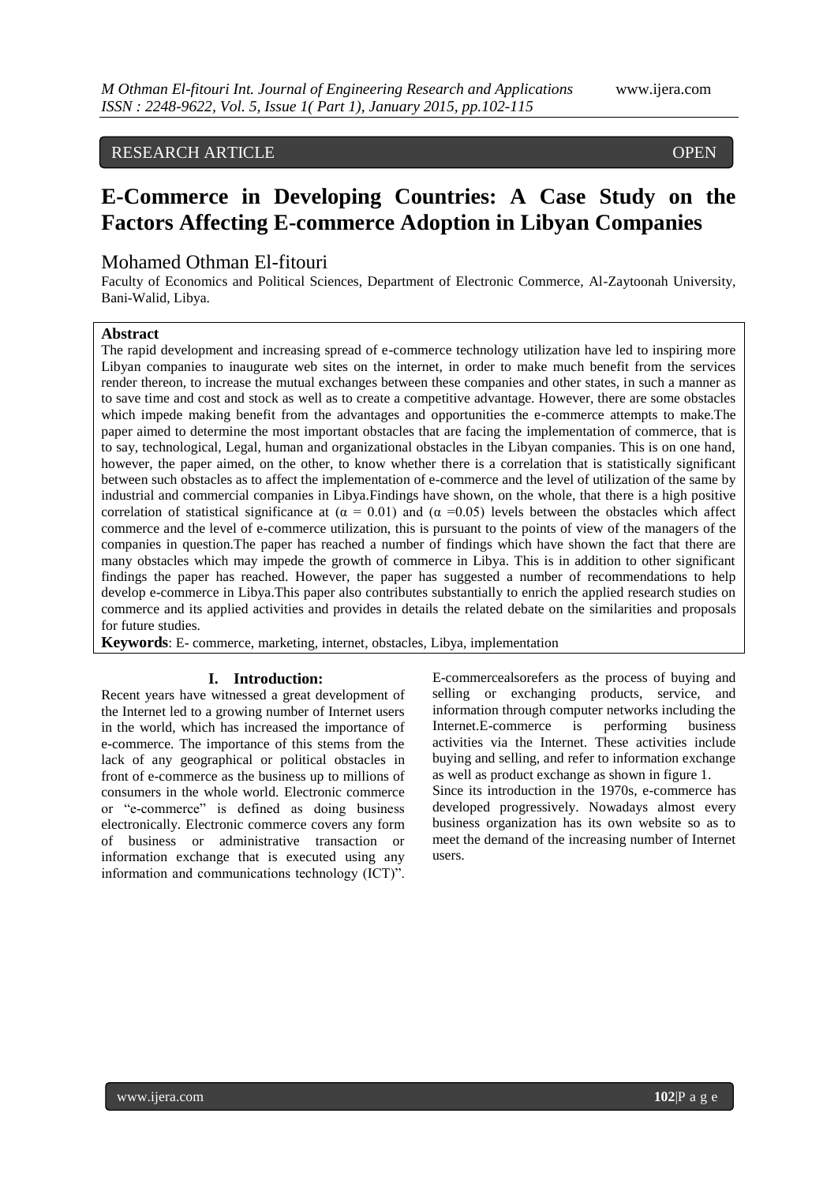RESEARCH ARTICLE OPEN

# E-Commerce in Developing Countries: A Case Study on the Factors Affecting E-commerce Adoption in Libyan Companies

Mohamed Othman El-fitouri

Faculty of Economics and Political Sciences, Department of Electronic Commerce, Al-Zaytoonah University, Bani-Walid, Libya.

## Abstract

The rapid development and increasing spread of e-commerce technology utilization have led to inspiring more Libyan companies to inaugurate web sites on the internet, in order to make much benefit from the services render thereon, to increase the mutual exchanges between these companies and other states, in such a manner as to save time and cost and stock as well as to create a competitive advantage. However, there are some obstacles which impede making benefit from the advantages and opportunities the e-commerce attempts to make.The paper aimed to determine the most important obstacles that are facing the implementation of commerce, that is to say, technological, Legal, human and organizational obstacles in the Libyan companies. This is on one hand, however, the paper aimed, on the other, to know whether there is a correlation that is statistically significant between such obstacles as to affect the implementation of e-commerce and the level of utilization of the same by industrial and commercial companies in Libya.Findings have shown, on the whole, that there is a high positive correlation of statistical significance at ($\alpha = 0.01$) and ($\alpha = 0.05$) levels between the obstacles which affect commerce and the level of e-commerce utilization, this is pursuant to the points of view of the managers of the companies in question.The paper has reached a number of findings which have shown the fact that there are many obstacles which may impede the growth of commerce in Libya. This is in addition to other significant findings the paper has reached. However, the paper has suggested a number of recommendations to help develop e-commerce in Libya.This paper also contributes substantially to enrich the applied research studies on commerce and its applied activities and provides in details the related debate on the similarities and proposals for future studies.

**Keywords**: E- commerce, marketing, internet, obstacles, Libya, implementation

## I. Introduction:

Recent years have witnessed a great development of the Internet led to a growing number of Internet users in the world, which has increased the importance of e-commerce. The importance of this stems from the lack of any geographical or political obstacles in front of e-commerce as the business up to millions of consumers in the whole world. Electronic commerce or "e-commerce" is defined as doing business electronically. Electronic commerce covers any form of business or administrative transaction or information exchange that is executed using any information and communications technology (ICT)". E-commercealsorefers as the process of buying and selling or exchanging products, service, and information through computer networks including the Internet.E-commerce is performing business activities via the Internet. These activities include buying and selling, and refer to information exchange as well as product exchange as shown in figure 1.

Since its introduction in the 1970s, e-commerce has developed progressively. Nowadays almost every business organization has its own website so as to meet the demand of the increasing number of Internet users.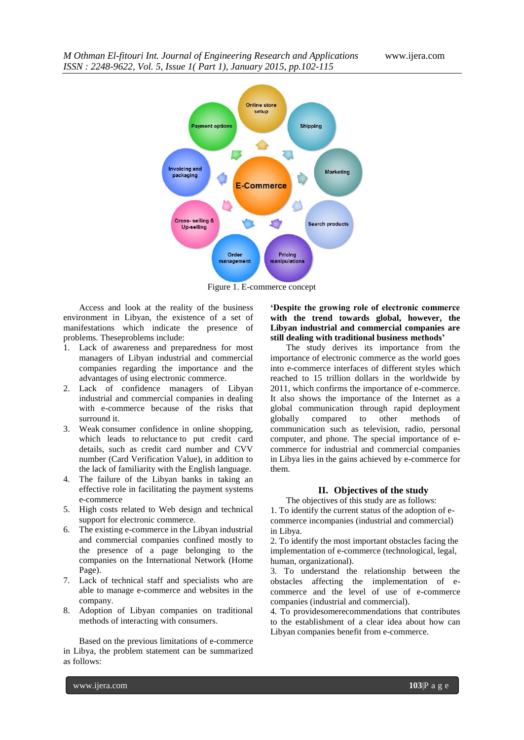Figure 1. E-commerce concept

Access and look at the reality of the business environment in Libyan, the existence of a set of manifestations which indicate the presence of problems. Theseproblems include:

1. Lack of awareness and preparedness for most managers of Libyan industrial and commercial companies regarding the importance and the advantages of using electronic commerce.
2. Lack of confidence managers of Libyan industrial and commercial companies in dealing with e-commerce because of the risks that surround it.
3. Weak consumer confidence in online shopping, which leads to reluctance to put credit card details, such as credit card number and CVV number (Card Verification Value), in addition to the lack of familiarity with the English language.
4. The failure of the Libyan banks in taking an effective role in facilitating the payment systems e-commerce
5. High costs related to Web design and technical support for electronic commerce.
6. The existing e-commerce in the Libyan industrial and commercial companies confined mostly to the presence of a page belonging to the companies on the International Network (Home Page).
7. Lack of technical staff and specialists who are able to manage e-commerce and websites in the company.
8. Adoption of Libyan companies on traditional methods of interacting with consumers.

Based on the previous limitations of e-commerce in Libya, the problem statement can be summarized as follows:

**'Despite the growing role of electronic commerce with the trend towards global, however, the Libyan industrial and commercial companies are still dealing with traditional business methods'**

The study derives its importance from the importance of electronic commerce as the world goes into e-commerce interfaces of different styles which reached to 15 trillion dollars in the worldwide by 2011, which confirms the importance of e-commerce. It also shows the importance of the Internet as a global communication through rapid deployment globally compared to other methods of communication such as television, radio, personal computer, and phone. The special importance of e-commerce for industrial and commercial companies in Libya lies in the gains achieved by e-commerce for them.

## II. Objectives of the study

The objectives of this study are as follows:

1. To identify the current status of the adoption of e-commerce incompanies (industrial and commercial) in Libya.
2. To identify the most important obstacles facing the implementation of e-commerce (technological, legal, human, organizational).
3. To understand the relationship between the obstacles affecting the implementation of e-commerce and the level of use of e-commerce companies (industrial and commercial).
4. To providesomerecommendations that contributes to the establishment of a clear idea about how can Libyan companies benefit from e-commerce.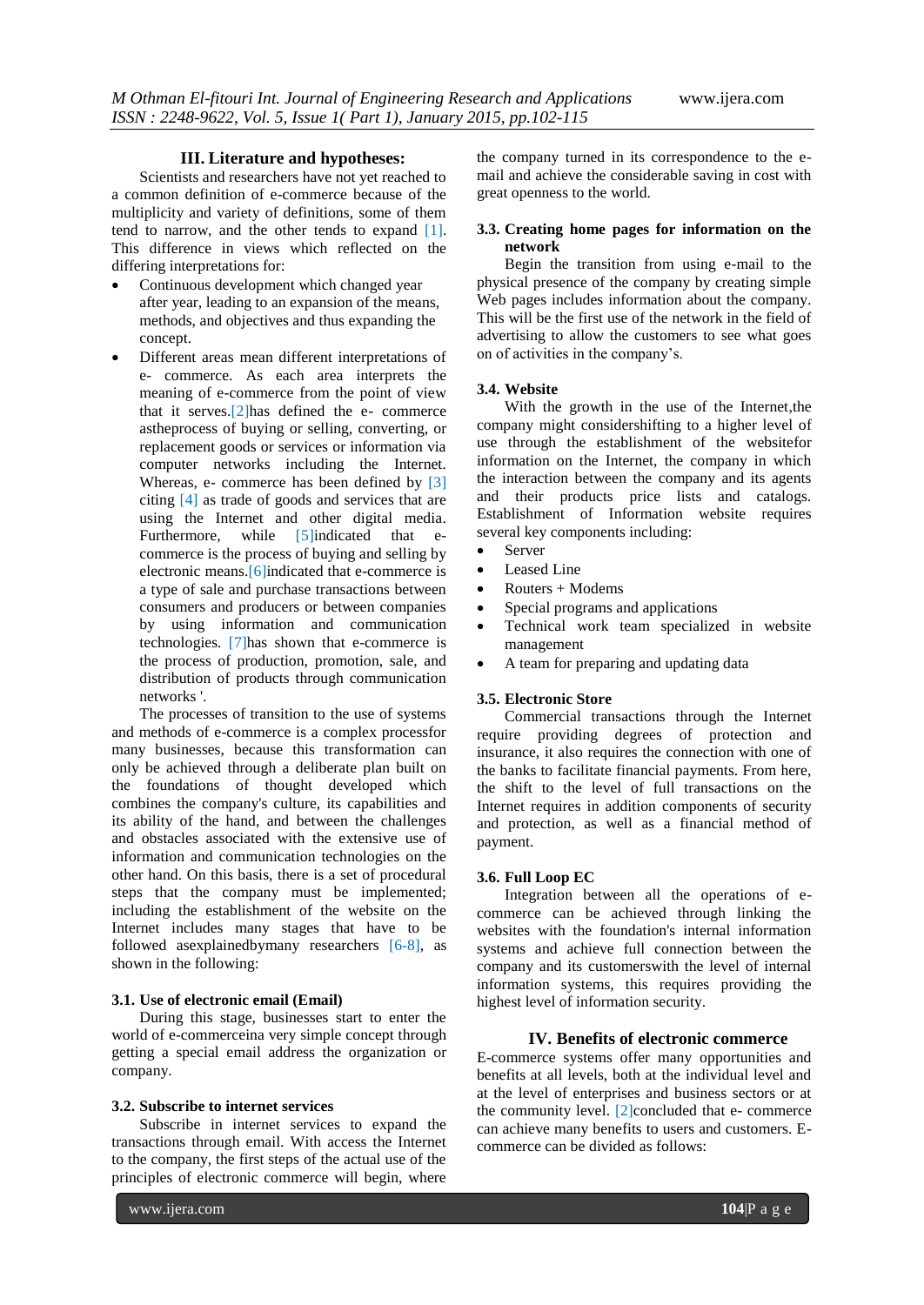## III. Literature and hypotheses:

Scientists and researchers have not yet reached to a common definition of e-commerce because of the multiplicity and variety of definitions, some of them tend to narrow, and the other tends to expand [1]. This difference in views which reflected on the differing interpretations for:

- Continuous development which changed year after year, leading to an expansion of the means, methods, and objectives and thus expanding the concept.
- Different areas mean different interpretations of e- commerce. As each area interprets the meaning of e-commerce from the point of view that it serves.[2]has defined the e- commerce astheprocess of buying or selling, converting, or replacement goods or services or information via computer networks including the Internet. Whereas, e- commerce has been defined by [3] citing [4] as trade of goods and services that are using the Internet and other digital media. Furthermore, while [5]indicated that e-commerce is the process of buying and selling by electronic means.[6]indicated that e-commerce is a type of sale and purchase transactions between consumers and producers or between companies by using information and communication technologies. [7]has shown that e-commerce is the process of production, promotion, sale, and distribution of products through communication networks '.

The processes of transition to the use of systems and methods of e-commerce is a complex processfor many businesses, because this transformation can only be achieved through a deliberate plan built on the foundations of thought developed which combines the company's culture, its capabilities and its ability of the hand, and between the challenges and obstacles associated with the extensive use of information and communication technologies on the other hand. On this basis, there is a set of procedural steps that the company must be implemented; including the establishment of the website on the Internet includes many stages that have to be followed asexplainedbymany researchers [6-8], as shown in the following:

### 3.1. Use of electronic email (Email)

During this stage, businesses start to enter the world of e-commerceina very simple concept through getting a special email address the organization or company.

### 3.2. Subscribe to internet services

Subscribe in internet services to expand the transactions through email. With access the Internet to the company, the first steps of the actual use of the principles of electronic commerce will begin, where the company turned in its correspondence to the e-mail and achieve the considerable saving in cost with great openness to the world.

### 3.3. Creating home pages for information on the network

Begin the transition from using e-mail to the physical presence of the company by creating simple Web pages includes information about the company. This will be the first use of the network in the field of advertising to allow the customers to see what goes on of activities in the company's.

### 3.4. Website

With the growth in the use of the Internet,the company might considershifting to a higher level of use through the establishment of the websitefor information on the Internet, the company in which the interaction between the company and its agents and their products price lists and catalogs. Establishment of Information website requires several key components including:

- Server
- Leased Line
- Routers + Modems
- Special programs and applications
- Technical work team specialized in website management
- A team for preparing and updating data

### 3.5. Electronic Store

Commercial transactions through the Internet require providing degrees of protection and insurance, it also requires the connection with one of the banks to facilitate financial payments. From here, the shift to the level of full transactions on the Internet requires in addition components of security and protection, as well as a financial method of payment.

### 3.6. Full Loop EC

Integration between all the operations of e-commerce can be achieved through linking the websites with the foundation's internal information systems and achieve full connection between the company and its customerswith the level of internal information systems, this requires providing the highest level of information security.

## IV. Benefits of electronic commerce

E-commerce systems offer many opportunities and benefits at all levels, both at the individual level and at the level of enterprises and business sectors or at the community level. [2]concluded that e- commerce can achieve many benefits to users and customers. E-commerce can be divided as follows: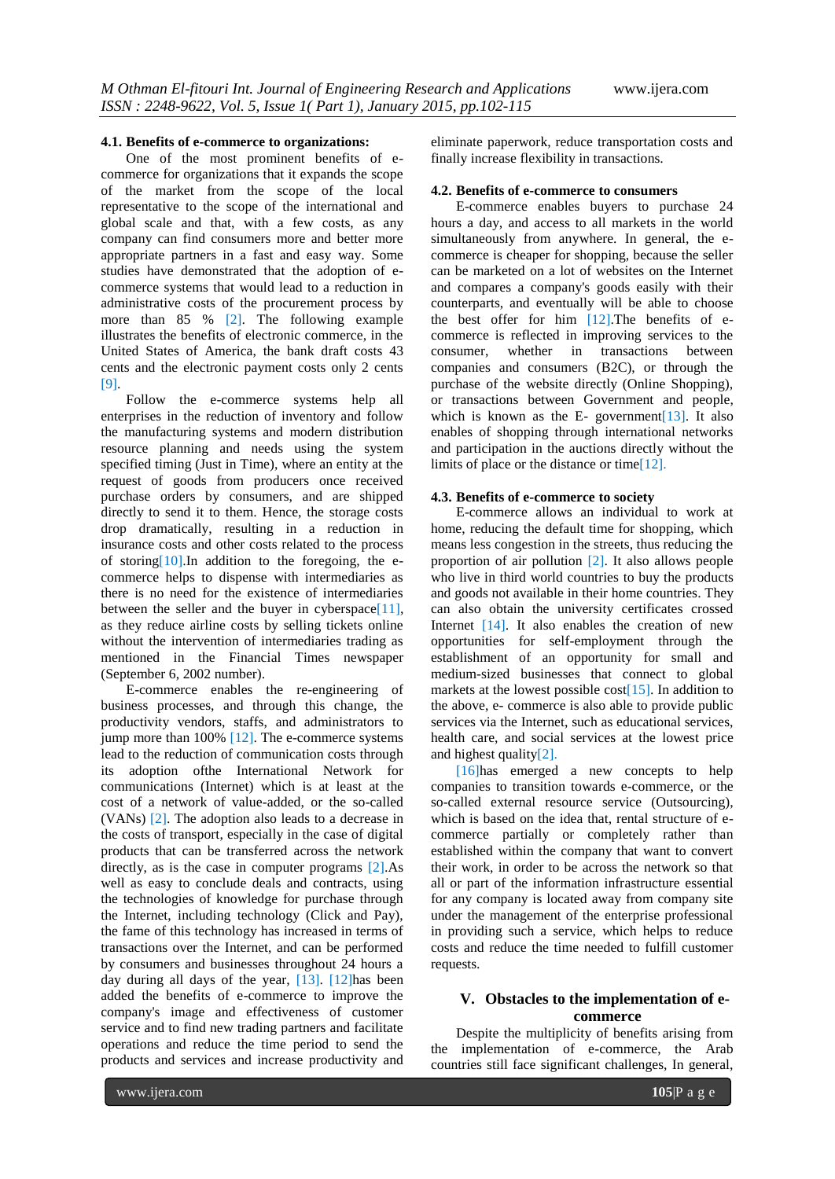### 4.1. Benefits of e-commerce to organizations:

One of the most prominent benefits of e-commerce for organizations that it expands the scope of the market from the scope of the local representative to the scope of the international and global scale and that, with a few costs, as any company can find consumers more and better more appropriate partners in a fast and easy way. Some studies have demonstrated that the adoption of e-commerce systems that would lead to a reduction in administrative costs of the procurement process by more than 85 % [2]. The following example illustrates the benefits of electronic commerce, in the United States of America, the bank draft costs 43 cents and the electronic payment costs only 2 cents [9].

Follow the e-commerce systems help all enterprises in the reduction of inventory and follow the manufacturing systems and modern distribution resource planning and needs using the system specified timing (Just in Time), where an entity at the request of goods from producers once received purchase orders by consumers, and are shipped directly to send it to them. Hence, the storage costs drop dramatically, resulting in a reduction in insurance costs and other costs related to the process of storing[10].In addition to the foregoing, the e-commerce helps to dispense with intermediaries as there is no need for the existence of intermediaries between the seller and the buyer in cyberspace[11], as they reduce airline costs by selling tickets online without the intervention of intermediaries trading as mentioned in the Financial Times newspaper (September 6, 2002 number).

E-commerce enables the re-engineering of business processes, and through this change, the productivity vendors, staffs, and administrators to jump more than 100% [12]. The e-commerce systems lead to the reduction of communication costs through its adoption ofthe International Network for communications (Internet) which is at least at the cost of a network of value-added, or the so-called (VANs) [2]. The adoption also leads to a decrease in the costs of transport, especially in the case of digital products that can be transferred across the network directly, as is the case in computer programs [2].As well as easy to conclude deals and contracts, using the technologies of knowledge for purchase through the Internet, including technology (Click and Pay), the fame of this technology has increased in terms of transactions over the Internet, and can be performed by consumers and businesses throughout 24 hours a day during all days of the year, [13]. [12]has been added the benefits of e-commerce to improve the company's image and effectiveness of customer service and to find new trading partners and facilitate operations and reduce the time period to send the products and services and increase productivity and eliminate paperwork, reduce transportation costs and finally increase flexibility in transactions.

### 4.2. Benefits of e-commerce to consumers

E-commerce enables buyers to purchase 24 hours a day, and access to all markets in the world simultaneously from anywhere. In general, the e-commerce is cheaper for shopping, because the seller can be marketed on a lot of websites on the Internet and compares a company's goods easily with their counterparts, and eventually will be able to choose the best offer for him [12].The benefits of e-commerce is reflected in improving services to the consumer, whether in transactions between companies and consumers (B2C), or through the purchase of the website directly (Online Shopping), or transactions between Government and people, which is known as the E- government[13]. It also enables of shopping through international networks and participation in the auctions directly without the limits of place or the distance or time[12].

### 4.3. Benefits of e-commerce to society

E-commerce allows an individual to work at home, reducing the default time for shopping, which means less congestion in the streets, thus reducing the proportion of air pollution [2]. It also allows people who live in third world countries to buy the products and goods not available in their home countries. They can also obtain the university certificates crossed Internet [14]. It also enables the creation of new opportunities for self-employment through the establishment of an opportunity for small and medium-sized businesses that connect to global markets at the lowest possible cost[15]. In addition to the above, e- commerce is also able to provide public services via the Internet, such as educational services, health care, and social services at the lowest price and highest quality[2].

[16]has emerged a new concepts to help companies to transition towards e-commerce, or the so-called external resource service (Outsourcing), which is based on the idea that, rental structure of e-commerce partially or completely rather than established within the company that want to convert their work, in order to be across the network so that all or part of the information infrastructure essential for any company is located away from company site under the management of the enterprise professional in providing such a service, which helps to reduce costs and reduce the time needed to fulfill customer requests.

## V. Obstacles to the implementation of e-commerce

Despite the multiplicity of benefits arising from the implementation of e-commerce, the Arab countries still face significant challenges, In general,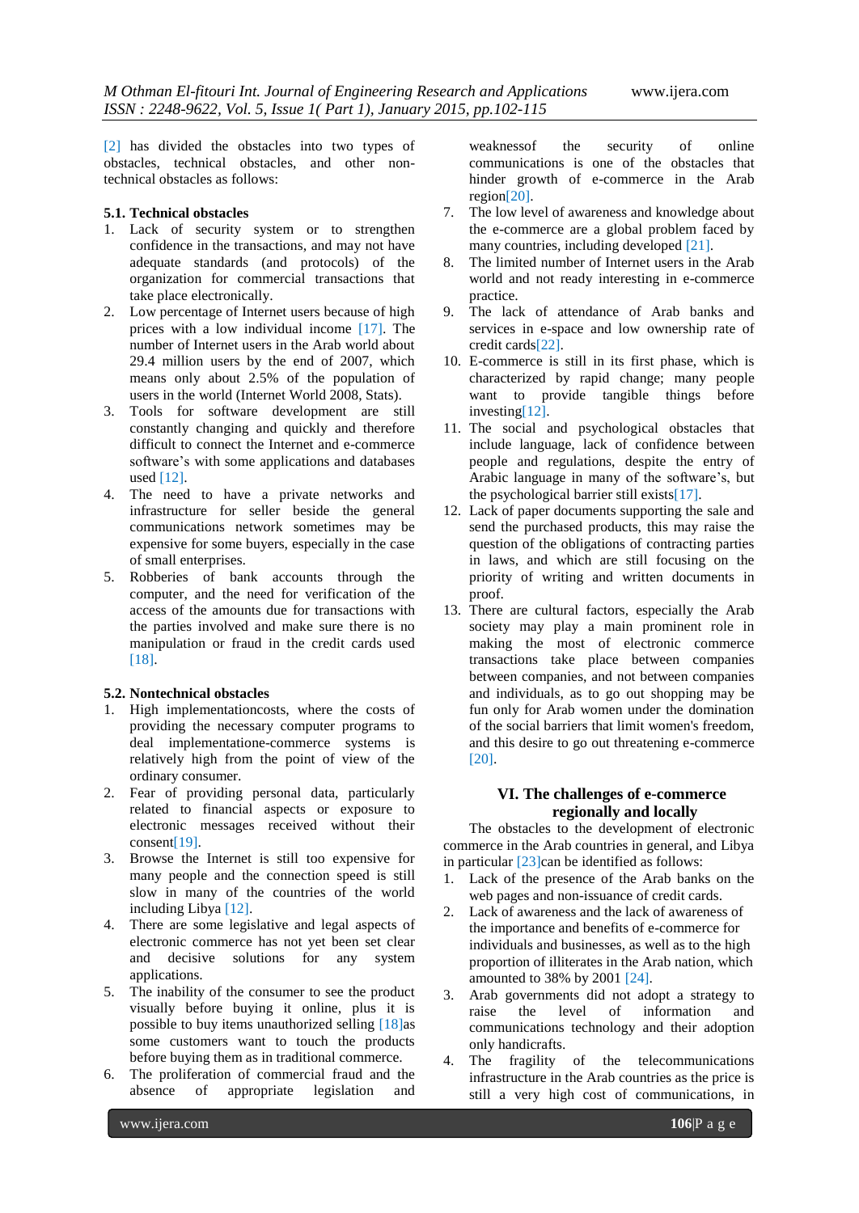[2] has divided the obstacles into two types of obstacles, technical obstacles, and other non-technical obstacles as follows:

### 5.1. Technical obstacles

1. Lack of security system or to strengthen confidence in the transactions, and may not have adequate standards (and protocols) of the organization for commercial transactions that take place electronically.
2. Low percentage of Internet users because of high prices with a low individual income [17]. The number of Internet users in the Arab world about 29.4 million users by the end of 2007, which means only about 2.5% of the population of users in the world (Internet World 2008, Stats).
3. Tools for software development are still constantly changing and quickly and therefore difficult to connect the Internet and e-commerce software's with some applications and databases used [12].
4. The need to have a private networks and infrastructure for seller beside the general communications network sometimes may be expensive for some buyers, especially in the case of small enterprises.
5. Robberies of bank accounts through the computer, and the need for verification of the access of the amounts due for transactions with the parties involved and make sure there is no manipulation or fraud in the credit cards used [18].

### 5.2. Nontechnical obstacles

1. High implementationcosts, where the costs of providing the necessary computer programs to deal implementatione-commerce systems is relatively high from the point of view of the ordinary consumer.
2. Fear of providing personal data, particularly related to financial aspects or exposure to electronic messages received without their consent[19].
3. Browse the Internet is still too expensive for many people and the connection speed is still slow in many of the countries of the world including Libya [12].
4. There are some legislative and legal aspects of electronic commerce has not yet been set clear and decisive solutions for any system applications.
5. The inability of the consumer to see the product visually before buying it online, plus it is possible to buy items unauthorized selling [18]as some customers want to touch the products before buying them as in traditional commerce.
6. The proliferation of commercial fraud and the absence of appropriate legislation and weaknessof the security of online communications is one of the obstacles that hinder growth of e-commerce in the Arab region[20].
7. The low level of awareness and knowledge about the e-commerce are a global problem faced by many countries, including developed [21].
8. The limited number of Internet users in the Arab world and not ready interesting in e-commerce practice.
9. The lack of attendance of Arab banks and services in e-space and low ownership rate of credit cards[22].
10. E-commerce is still in its first phase, which is characterized by rapid change; many people want to provide tangible things before investing[12].
11. The social and psychological obstacles that include language, lack of confidence between people and regulations, despite the entry of Arabic language in many of the software's, but the psychological barrier still exists[17].
12. Lack of paper documents supporting the sale and send the purchased products, this may raise the question of the obligations of contracting parties in laws, and which are still focusing on the priority of writing and written documents in proof.
13. There are cultural factors, especially the Arab society may play a main prominent role in making the most of electronic commerce transactions take place between companies between companies, and not between companies and individuals, as to go out shopping may be fun only for Arab women under the domination of the social barriers that limit women's freedom, and this desire to go out threatening e-commerce [20].

## VI. The challenges of e-commerce regionally and locally

The obstacles to the development of electronic commerce in the Arab countries in general, and Libya in particular [23]can be identified as follows:

1. Lack of the presence of the Arab banks on the web pages and non-issuance of credit cards.
2. Lack of awareness and the lack of awareness of the importance and benefits of e-commerce for individuals and businesses, as well as to the high proportion of illiterates in the Arab nation, which amounted to 38% by 2001 [24].
3. Arab governments did not adopt a strategy to raise the level of information and communications technology and their adoption only handicrafts.
4. The fragility of the telecommunications infrastructure in the Arab countries as the price is still a very high cost of communications, in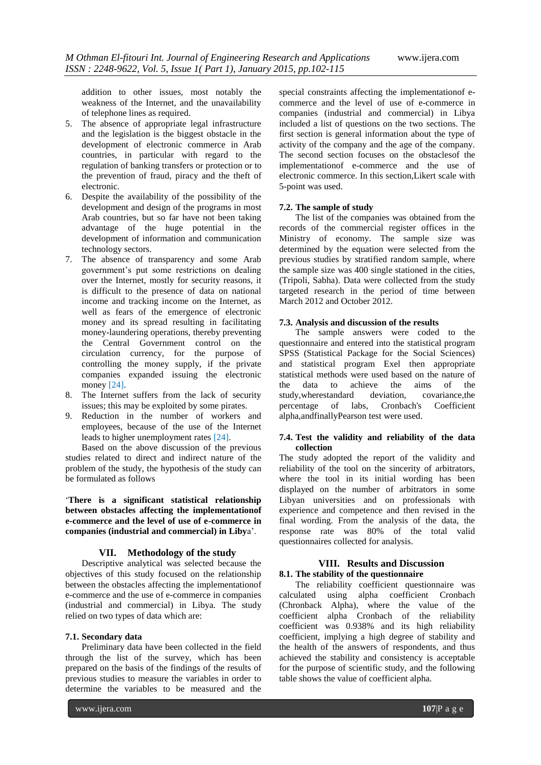addition to other issues, most notably the weakness of the Internet, and the unavailability of telephone lines as required.

5. The absence of appropriate legal infrastructure and the legislation is the biggest obstacle in the development of electronic commerce in Arab countries, in particular with regard to the regulation of banking transfers or protection or to the prevention of fraud, piracy and the theft of electronic.
6. Despite the availability of the possibility of the development and design of the programs in most Arab countries, but so far have not been taking advantage of the huge potential in the development of information and communication technology sectors.
7. The absence of transparency and some Arab government's put some restrictions on dealing over the Internet, mostly for security reasons, it is difficult to the presence of data on national income and tracking income on the Internet, as well as fears of the emergence of electronic money and its spread resulting in facilitating money-laundering operations, thereby preventing the Central Government control on the circulation currency, for the purpose of controlling the money supply, if the private companies expanded issuing the electronic money [24].
8. The Internet suffers from the lack of security issues; this may be exploited by some pirates.
9. Reduction in the number of workers and employees, because of the use of the Internet leads to higher unemployment rates [24].

Based on the above discussion of the previous studies related to direct and indirect nature of the problem of the study, the hypothesis of the study can be formulated as follows

'**There is a significant statistical relationship between obstacles affecting the implementationof e-commerce and the level of use of e-commerce in companies (industrial and commercial) in Liby**a'.

## VII. Methodology of the study

Descriptive analytical was selected because the objectives of this study focused on the relationship between the obstacles affecting the implementationof e-commerce and the use of e-commerce in companies (industrial and commercial) in Libya. The study relied on two types of data which are:

### 7.1. Secondary data

Preliminary data have been collected in the field through the list of the survey, which has been prepared on the basis of the findings of the results of previous studies to measure the variables in order to determine the variables to be measured and the special constraints affecting the implementationof e-commerce and the level of use of e-commerce in companies (industrial and commercial) in Libya included a list of questions on the two sections. The first section is general information about the type of activity of the company and the age of the company. The second section focuses on the obstaclesof the implementationof e-commerce and the use of electronic commerce. In this section,Likert scale with 5-point was used.

### 7.2. The sample of study

The list of the companies was obtained from the records of the commercial register offices in the Ministry of economy. The sample size was determined by the equation were selected from the previous studies by stratified random sample, where the sample size was 400 single stationed in the cities, (Tripoli, Sabha). Data were collected from the study targeted research in the period of time between March 2012 and October 2012.

### 7.3. Analysis and discussion of the results

The sample answers were coded to the questionnaire and entered into the statistical program SPSS (Statistical Package for the Social Sciences) and statistical program Exel then appropriate statistical methods were used based on the nature of the data to achieve the aims of the study,wherestandard deviation, covariance,the percentage of labs, Cronbach's Coefficient alpha,andfinallyPearson test were used.

### 7.4. Test the validity and reliability of the data collection

The study adopted the report of the validity and reliability of the tool on the sincerity of arbitrators, where the tool in its initial wording has been displayed on the number of arbitrators in some Libyan universities and on professionals with experience and competence and then revised in the final wording. From the analysis of the data, the response rate was 80% of the total valid questionnaires collected for analysis.

## VIII. Results and Discussion

### 8.1. The stability of the questionnaire

The reliability coefficient questionnaire was calculated using alpha coefficient Cronbach (Chronback Alpha), where the value of the coefficient alpha Cronbach of the reliability coefficient was 0.938% and its high reliability coefficient, implying a high degree of stability and the health of the answers of respondents, and thus achieved the stability and consistency is acceptable for the purpose of scientific study, and the following table shows the value of coefficient alpha.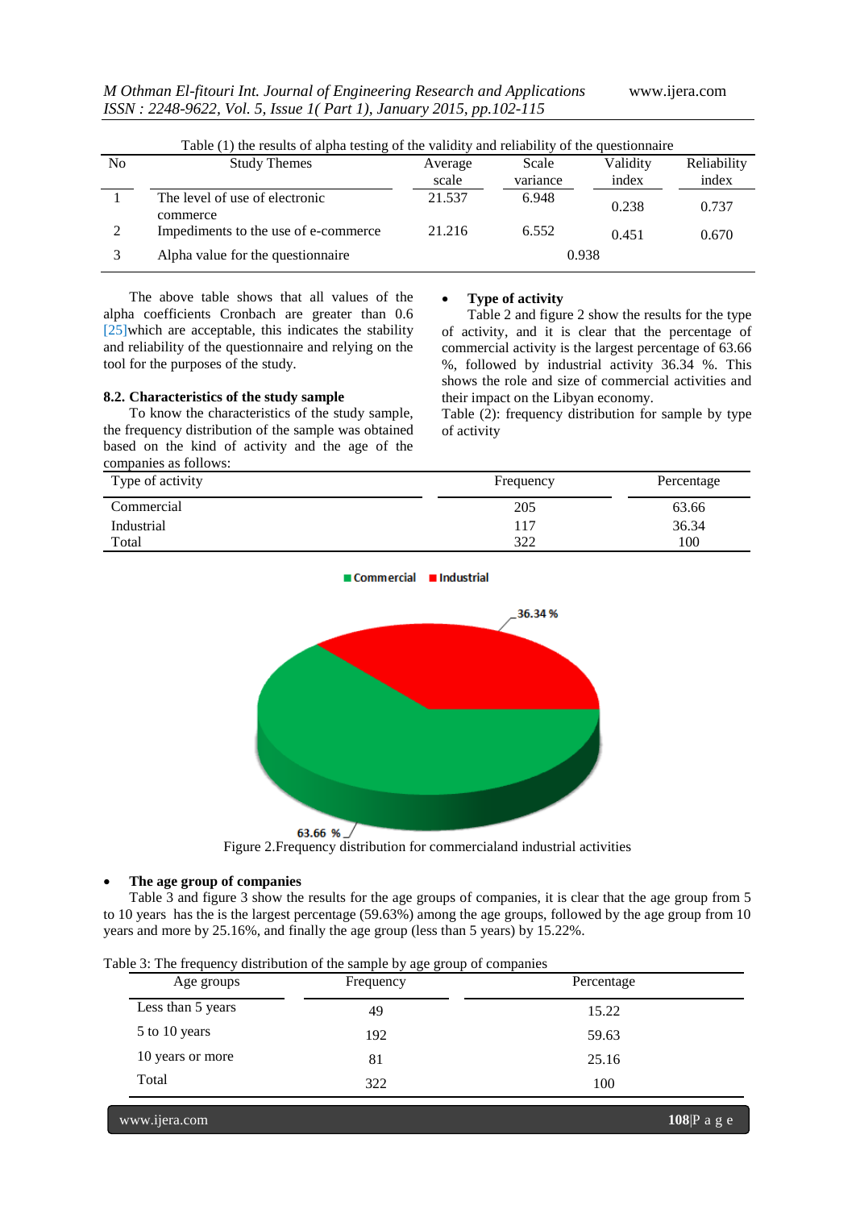Table (1) the results of alpha testing of the validity and reliability of the questionnaire

| No | Study Themes | Average scale | Scale variance | Validity index | Reliability index |
|---|---|---|---|---|---|
| 1 | The level of use of electronic commerce | 21.537 | 6.948 | 0.238 | 0.737 |
| 2 | Impediments to the use of e-commerce | 21.216 | 6.552 | 0.451 | 0.670 |
| 3 | Alpha value for the questionnaire | | | 0.938 | |

The above table shows that all values of the alpha coefficients Cronbach are greater than 0.6 [25]which are acceptable, this indicates the stability and reliability of the questionnaire and relying on the tool for the purposes of the study.

### 8.2. Characteristics of the study sample

To know the characteristics of the study sample, the frequency distribution of the sample was obtained based on the kind of activity and the age of the companies as follows:

- **Type of activity**

Table 2 and figure 2 show the results for the type of activity, and it is clear that the percentage of commercial activity is the largest percentage of 63.66 %, followed by industrial activity 36.34 %. This shows the role and size of commercial activities and their impact on the Libyan economy.

Table (2): frequency distribution for sample by type of activity

| Type of activity | Frequency | Percentage |
|---|---|---|
| Commercial | 205 | 63.66 |
| Industrial | 117 | 36.34 |
| Total | 322 | 100 |

Figure 2.Frequency distribution for commercialand industrial activities

- **The age group of companies**

Table 3 and figure 3 show the results for the age groups of companies, it is clear that the age group from 5 to 10 years has the is the largest percentage (59.63%) among the age groups, followed by the age group from 10 years and more by 25.16%, and finally the age group (less than 5 years) by 15.22%.

Table 3: The frequency distribution of the sample by age group of companies

| Age groups | Frequency | Percentage |
|---|---|---|
| Less than 5 years | 49 | 15.22 |
| 5 to 10 years | 192 | 59.63 |
| 10 years or more | 81 | 25.16 |
| Total | 322 | 100 |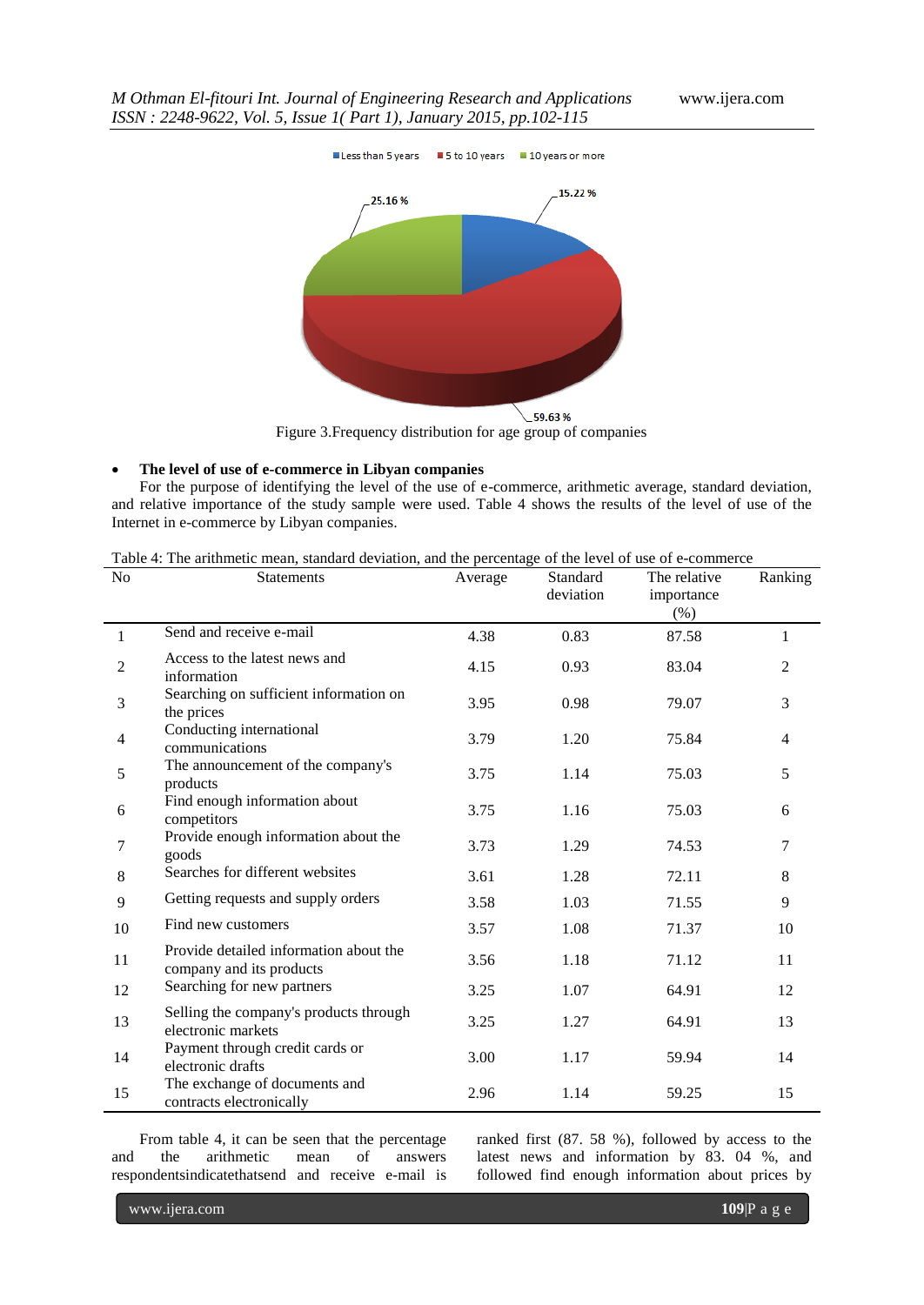Figure 3.Frequency distribution for age group of companies

- **The level of use of e-commerce in Libyan companies**

For the purpose of identifying the level of the use of e-commerce, arithmetic average, standard deviation, and relative importance of the study sample were used. Table 4 shows the results of the level of use of the Internet in e-commerce by Libyan companies.

Table 4: The arithmetic mean, standard deviation, and the percentage of the level of use of e-commerce

| No | Statements | Average | Standard deviation | The relative importance (%) | Ranking |
|---|---|---|---|---|---|
| 1 | Send and receive e-mail | 4.38 | 0.83 | 87.58 | 1 |
| 2 | Access to the latest news and information | 4.15 | 0.93 | 83.04 | 2 |
| 3 | Searching on sufficient information on the prices | 3.95 | 0.98 | 79.07 | 3 |
| 4 | Conducting international communications | 3.79 | 1.20 | 75.84 | 4 |
| 5 | The announcement of the company's products | 3.75 | 1.14 | 75.03 | 5 |
| 6 | Find enough information about competitors | 3.75 | 1.16 | 75.03 | 6 |
| 7 | Provide enough information about the goods | 3.73 | 1.29 | 74.53 | 7 |
| 8 | Searches for different websites | 3.61 | 1.28 | 72.11 | 8 |
| 9 | Getting requests and supply orders | 3.58 | 1.03 | 71.55 | 9 |
| 10 | Find new customers | 3.57 | 1.08 | 71.37 | 10 |
| 11 | Provide detailed information about the company and its products | 3.56 | 1.18 | 71.12 | 11 |
| 12 | Searching for new partners | 3.25 | 1.07 | 64.91 | 12 |
| 13 | Selling the company's products through electronic markets | 3.25 | 1.27 | 64.91 | 13 |
| 14 | Payment through credit cards or electronic drafts | 3.00 | 1.17 | 59.94 | 14 |
| 15 | The exchange of documents and contracts electronically | 2.96 | 1.14 | 59.25 | 15 |

From table 4, it can be seen that the percentage and the arithmetic mean of answers respondentsindicatethatsend and receive e-mail is ranked first (87. 58 %), followed by access to the latest news and information by 83. 04 %, and followed find enough information about prices by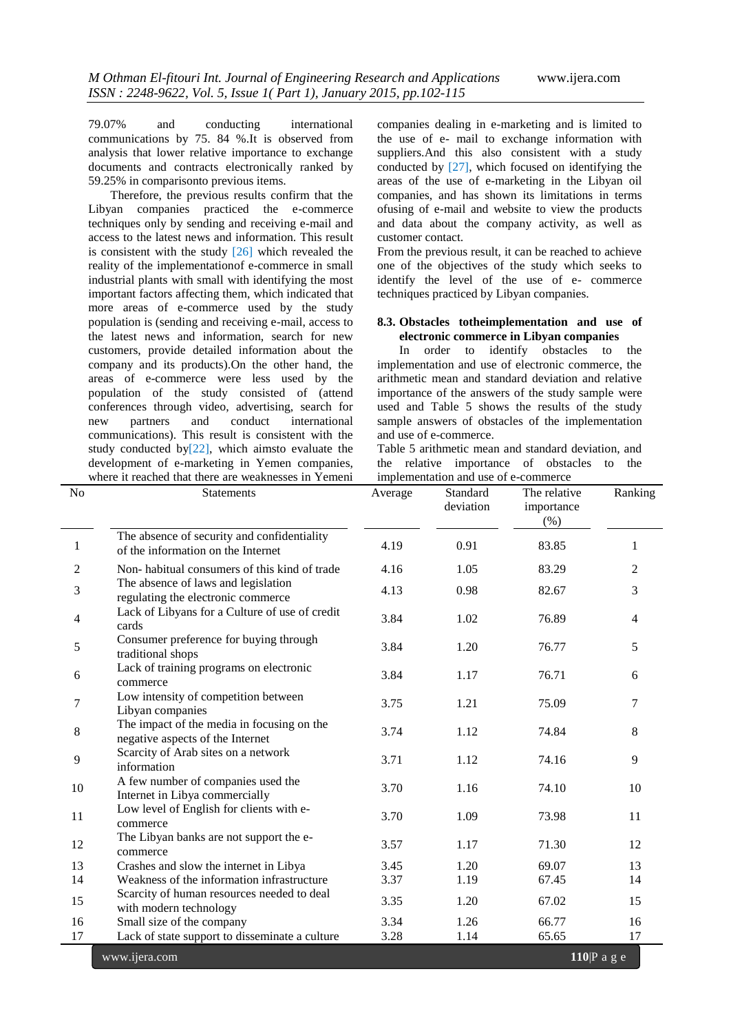79.07% and conducting international communications by 75. 84 %.It is observed from analysis that lower relative importance to exchange documents and contracts electronically ranked by 59.25% in comparisonto previous items.

Therefore, the previous results confirm that the Libyan companies practiced the e-commerce techniques only by sending and receiving e-mail and access to the latest news and information. This result is consistent with the study [26] which revealed the reality of the implementationof e-commerce in small industrial plants with small with identifying the most important factors affecting them, which indicated that more areas of e-commerce used by the study population is (sending and receiving e-mail, access to the latest news and information, search for new customers, provide detailed information about the company and its products).On the other hand, the areas of e-commerce were less used by the population of the study consisted of (attend conferences through video, advertising, search for new partners and conduct international communications). This result is consistent with the study conducted by[22], which aimsto evaluate the development of e-marketing in Yemen companies, where it reached that there are weaknesses in Yemeni companies dealing in e-marketing and is limited to the use of e- mail to exchange information with suppliers.And this also consistent with a study conducted by [27], which focused on identifying the areas of the use of e-marketing in the Libyan oil companies, and has shown its limitations in terms ofusing of e-mail and website to view the products and data about the company activity, as well as customer contact.

From the previous result, it can be reached to achieve one of the objectives of the study which seeks to identify the level of the use of e- commerce techniques practiced by Libyan companies.

### 8.3. Obstacles totheimplementation and use of electronic commerce in Libyan companies

In order to identify obstacles to the implementation and use of electronic commerce, the arithmetic mean and standard deviation and relative importance of the answers of the study sample were used and Table 5 shows the results of the study sample answers of obstacles of the implementation and use of e-commerce.

Table 5 arithmetic mean and standard deviation, and the relative importance of obstacles to the implementation and use of e-commerce

| No | Statements | Average | Standard deviation | The relative importance (%) | Ranking |
|---|---|---|---|---|---|
| 1 | The absence of security and confidentiality of the information on the Internet | 4.19 | 0.91 | 83.85 | 1 |
| 2 | Non- habitual consumers of this kind of trade | 4.16 | 1.05 | 83.29 | 2 |
| 3 | The absence of laws and legislation regulating the electronic commerce | 4.13 | 0.98 | 82.67 | 3 |
| 4 | Lack of Libyans for a Culture of use of credit cards | 3.84 | 1.02 | 76.89 | 4 |
| 5 | Consumer preference for buying through traditional shops | 3.84 | 1.20 | 76.77 | 5 |
| 6 | Lack of training programs on electronic commerce | 3.84 | 1.17 | 76.71 | 6 |
| 7 | Low intensity of competition between Libyan companies | 3.75 | 1.21 | 75.09 | 7 |
| 8 | The impact of the media in focusing on the negative aspects of the Internet | 3.74 | 1.12 | 74.84 | 8 |
| 9 | Scarcity of Arab sites on a network information | 3.71 | 1.12 | 74.16 | 9 |
| 10 | A few number of companies used the Internet in Libya commercially | 3.70 | 1.16 | 74.10 | 10 |
| 11 | Low level of English for clients with e-commerce | 3.70 | 1.09 | 73.98 | 11 |
| 12 | The Libyan banks are not support the e-commerce | 3.57 | 1.17 | 71.30 | 12 |
| 13 | Crashes and slow the internet in Libya | 3.45 | 1.20 | 69.07 | 13 |
| 14 | Weakness of the information infrastructure | 3.37 | 1.19 | 67.45 | 14 |
| 15 | Scarcity of human resources needed to deal with modern technology | 3.35 | 1.20 | 67.02 | 15 |
| 16 | Small size of the company | 3.34 | 1.26 | 66.77 | 16 |
| 17 | Lack of state support to disseminate a culture | 3.28 | 1.14 | 65.65 | 17 |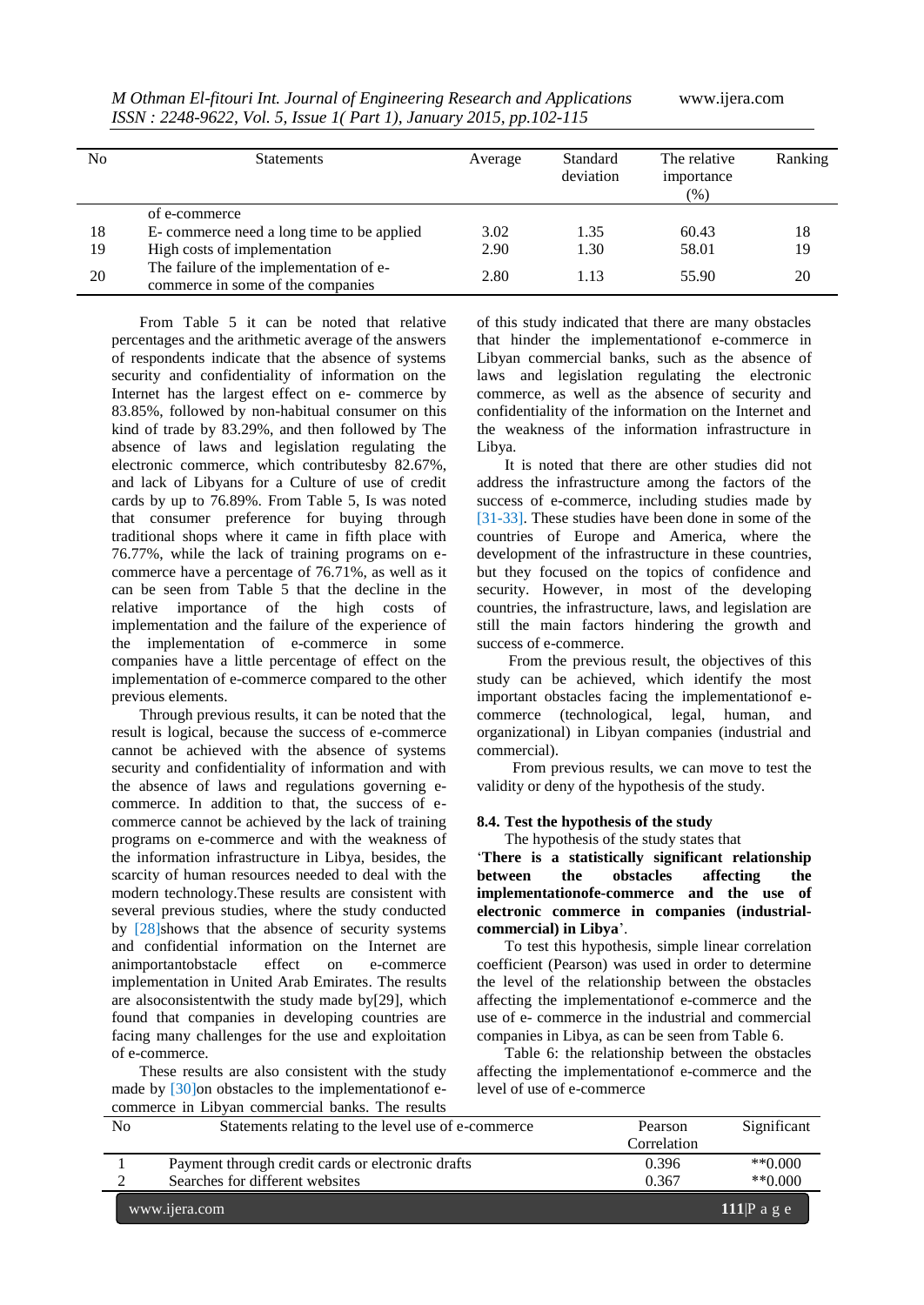| No | Statements | Average | Standard deviation | The relative importance (%) | Ranking |
|---|---|---|---|---|---|
| | of e-commerce | | | | |
| 18 | E- commerce need a long time to be applied | 3.02 | 1.35 | 60.43 | 18 |
| 19 | High costs of implementation | 2.90 | 1.30 | 58.01 | 19 |
| 20 | The failure of the implementation of e-commerce in some of the companies | 2.80 | 1.13 | 55.90 | 20 |

From Table 5 it can be noted that relative percentages and the arithmetic average of the answers of respondents indicate that the absence of systems security and confidentiality of information on the Internet has the largest effect on e- commerce by 83.85%, followed by non-habitual consumer on this kind of trade by 83.29%, and then followed by The absence of laws and legislation regulating the electronic commerce, which contributesby 82.67%, and lack of Libyans for a Culture of use of credit cards by up to 76.89%. From Table 5, Is was noted that consumer preference for buying through traditional shops where it came in fifth place with 76.77%, while the lack of training programs on e-commerce have a percentage of 76.71%, as well as it can be seen from Table 5 that the decline in the relative importance of the high costs of implementation and the failure of the experience of the implementation of e-commerce in some companies have a little percentage of effect on the implementation of e-commerce compared to the other previous elements.

Through previous results, it can be noted that the result is logical, because the success of e-commerce cannot be achieved with the absence of systems security and confidentiality of information and with the absence of laws and regulations governing e-commerce. In addition to that, the success of e-commerce cannot be achieved by the lack of training programs on e-commerce and with the weakness of the information infrastructure in Libya, besides, the scarcity of human resources needed to deal with the modern technology.These results are consistent with several previous studies, where the study conducted by [28]shows that the absence of security systems and confidential information on the Internet are animportantobstacle effect on e-commerce implementation in United Arab Emirates. The results are alsoconsistentwith the study made by[29], which found that companies in developing countries are facing many challenges for the use and exploitation of e-commerce.

These results are also consistent with the study made by [30]on obstacles to the implementationof e-commerce in Libyan commercial banks. The results of this study indicated that there are many obstacles that hinder the implementationof e-commerce in Libyan commercial banks, such as the absence of laws and legislation regulating the electronic commerce, as well as the absence of security and confidentiality of the information on the Internet and the weakness of the information infrastructure in Libya.

It is noted that there are other studies did not address the infrastructure among the factors of the success of e-commerce, including studies made by [31-33]. These studies have been done in some of the countries of Europe and America, where the development of the infrastructure in these countries, but they focused on the topics of confidence and security. However, in most of the developing countries, the infrastructure, laws, and legislation are still the main factors hindering the growth and success of e-commerce.

From the previous result, the objectives of this study can be achieved, which identify the most important obstacles facing the implementationof e-commerce (technological, legal, human, and organizational) in Libyan companies (industrial and commercial).

From previous results, we can move to test the validity or deny of the hypothesis of the study.

### 8.4. Test the hypothesis of the study

The hypothesis of the study states that '**There is a statistically significant relationship between the obstacles affecting the implementationofe-commerce and the use of electronic commerce in companies (industrial-commercial) in Libya**'.

To test this hypothesis, simple linear correlation coefficient (Pearson) was used in order to determine the level of the relationship between the obstacles affecting the implementationof e-commerce and the use of e- commerce in the industrial and commercial companies in Libya, as can be seen from Table 6.

Table 6: the relationship between the obstacles affecting the implementationof e-commerce and the level of use of e-commerce

| No | Statements relating to the level use of e-commerce | Pearson Correlation | Significant |
|---|---|---|---|
| 1 | Payment through credit cards or electronic drafts | 0.396 | **0.000 |
| 2 | Searches for different websites | 0.367 | **0.000 |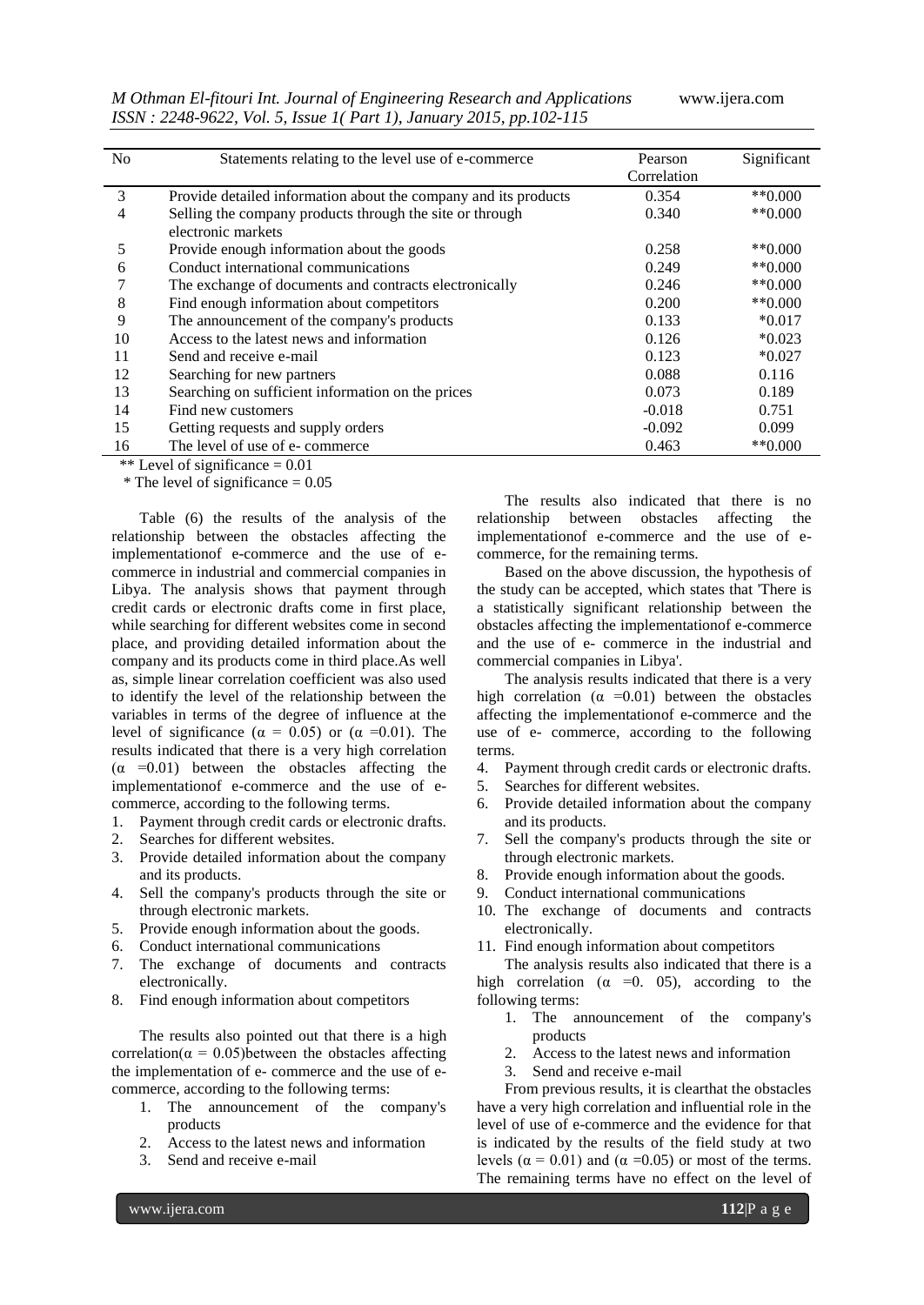| No | Statements relating to the level use of e-commerce | Pearson Correlation | Significant |
|---|---|---|---|
| 3 | Provide detailed information about the company and its products | 0.354 | **0.000 |
| 4 | Selling the company products through the site or through electronic markets | 0.340 | **0.000 |
| 5 | Provide enough information about the goods | 0.258 | **0.000 |
| 6 | Conduct international communications | 0.249 | **0.000 |
| 7 | The exchange of documents and contracts electronically | 0.246 | **0.000 |
| 8 | Find enough information about competitors | 0.200 | **0.000 |
| 9 | The announcement of the company's products | 0.133 | *0.017 |
| 10 | Access to the latest news and information | 0.126 | *0.023 |
| 11 | Send and receive e-mail | 0.123 | *0.027 |
| 12 | Searching for new partners | 0.088 | 0.116 |
| 13 | Searching on sufficient information on the prices | 0.073 | 0.189 |
| 14 | Find new customers | -0.018 | 0.751 |
| 15 | Getting requests and supply orders | -0.092 | 0.099 |
| 16 | The level of use of e- commerce | 0.463 | **0.000 |

** Level of significance = 0.01

* The level of significance = 0.05

Table (6) the results of the analysis of the relationship between the obstacles affecting the implementationof e-commerce and the use of e-commerce in industrial and commercial companies in Libya. The analysis shows that payment through credit cards or electronic drafts come in first place, while searching for different websites come in second place, and providing detailed information about the company and its products come in third place.As well as, simple linear correlation coefficient was also used to identify the level of the relationship between the variables in terms of the degree of influence at the level of significance ($\alpha$ = 0.05) or ($\alpha$ =0.01). The results indicated that there is a very high correlation ($\alpha$ =0.01) between the obstacles affecting the implementationof e-commerce and the use of e-commerce, according to the following terms.

1. Payment through credit cards or electronic drafts.
2. Searches for different websites.
3. Provide detailed information about the company and its products.
4. Sell the company's products through the site or through electronic markets.
5. Provide enough information about the goods.
6. Conduct international communications
7. The exchange of documents and contracts electronically.
8. Find enough information about competitors

The results also pointed out that there is a high correlation($\alpha$ = 0.05)between the obstacles affecting the implementation of e- commerce and the use of e-commerce, according to the following terms:

1. The announcement of the company's products
2. Access to the latest news and information
3. Send and receive e-mail

The results also indicated that there is no relationship between obstacles affecting the implementationof e-commerce and the use of e-commerce, for the remaining terms.

Based on the above discussion, the hypothesis of the study can be accepted, which states that 'There is a statistically significant relationship between the obstacles affecting the implementationof e-commerce and the use of e- commerce in the industrial and commercial companies in Libya'.

The analysis results indicated that there is a very high correlation ($\alpha$ =0.01) between the obstacles affecting the implementationof e-commerce and the use of e- commerce, according to the following terms.

4. Payment through credit cards or electronic drafts.
5. Searches for different websites.
6. Provide detailed information about the company and its products.
7. Sell the company's products through the site or through electronic markets.
8. Provide enough information about the goods.
9. Conduct international communications
10. The exchange of documents and contracts electronically.
11. Find enough information about competitors

The analysis results also indicated that there is a high correlation ($\alpha$ =0. 05), according to the following terms:

1. The announcement of the company's products
2. Access to the latest news and information
3. Send and receive e-mail

From previous results, it is clearthat the obstacles have a very high correlation and influential role in the level of use of e-commerce and the evidence for that is indicated by the results of the field study at two levels ($\alpha$ = 0.01) and ($\alpha$ =0.05) or most of the terms. The remaining terms have no effect on the level of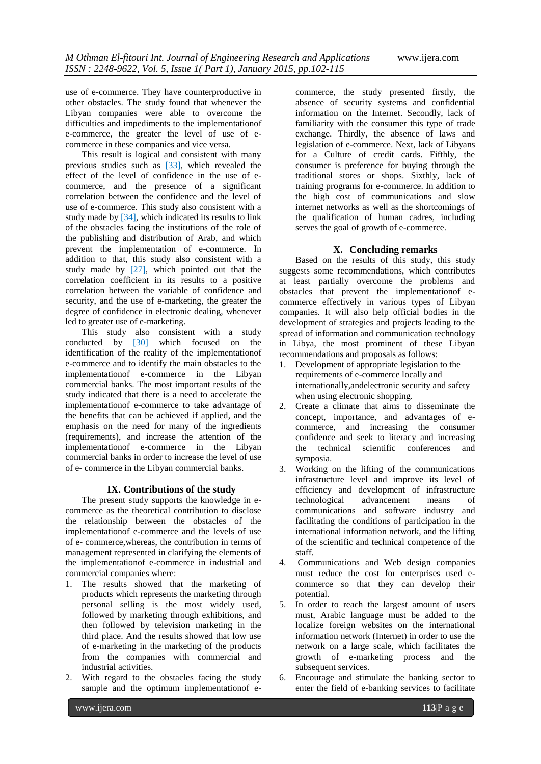use of e-commerce. They have counterproductive in other obstacles. The study found that whenever the Libyan companies were able to overcome the difficulties and impediments to the implementationof e-commerce, the greater the level of use of e-commerce in these companies and vice versa.

This result is logical and consistent with many previous studies such as [33], which revealed the effect of the level of confidence in the use of e-commerce, and the presence of a significant correlation between the confidence and the level of use of e-commerce. This study also consistent with a study made by [34], which indicated its results to link of the obstacles facing the institutions of the role of the publishing and distribution of Arab, and which prevent the implementation of e-commerce. In addition to that, this study also consistent with a study made by [27], which pointed out that the correlation coefficient in its results to a positive correlation between the variable of confidence and security, and the use of e-marketing, the greater the degree of confidence in electronic dealing, whenever led to greater use of e-marketing.

This study also consistent with a study conducted by [30] which focused on the identification of the reality of the implementationof e-commerce and to identify the main obstacles to the implementationof e-commerce in the Libyan commercial banks. The most important results of the study indicated that there is a need to accelerate the implementationof e-commerce to take advantage of the benefits that can be achieved if applied, and the emphasis on the need for many of the ingredients (requirements), and increase the attention of the implementationof e-commerce in the Libyan commercial banks in order to increase the level of use of e- commerce in the Libyan commercial banks.

## IX. Contributions of the study

The present study supports the knowledge in e-commerce as the theoretical contribution to disclose the relationship between the obstacles of the implementationof e-commerce and the levels of use of e- commerce,whereas, the contribution in terms of management represented in clarifying the elements of the implementationof e-commerce in industrial and commercial companies where:

1. The results showed that the marketing of products which represents the marketing through personal selling is the most widely used, followed by marketing through exhibitions, and then followed by television marketing in the third place. And the results showed that low use of e-marketing in the marketing of the products from the companies with commercial and industrial activities.
2. With regard to the obstacles facing the study sample and the optimum implementationof e-commerce, the study presented firstly, the absence of security systems and confidential information on the Internet. Secondly, lack of familiarity with the consumer this type of trade exchange. Thirdly, the absence of laws and legislation of e-commerce. Next, lack of Libyans for a Culture of credit cards. Fifthly, the consumer is preference for buying through the traditional stores or shops. Sixthly, lack of training programs for e-commerce. In addition to the high cost of communications and slow internet networks as well as the shortcomings of the qualification of human cadres, including serves the goal of growth of e-commerce.

## X. Concluding remarks

Based on the results of this study, this study suggests some recommendations, which contributes at least partially overcome the problems and obstacles that prevent the implementationof e-commerce effectively in various types of Libyan companies. It will also help official bodies in the development of strategies and projects leading to the spread of information and communication technology in Libya, the most prominent of these Libyan recommendations and proposals as follows:

1. Development of appropriate legislation to the requirements of e-commerce locally and internationally,andelectronic security and safety when using electronic shopping.
2. Create a climate that aims to disseminate the concept, importance, and advantages of e-commerce, and increasing the consumer confidence and seek to literacy and increasing the technical scientific conferences and symposia.
3. Working on the lifting of the communications infrastructure level and improve its level of efficiency and development of infrastructure technological advancement means of communications and software industry and facilitating the conditions of participation in the international information network, and the lifting of the scientific and technical competence of the staff.
4. Communications and Web design companies must reduce the cost for enterprises used e-commerce so that they can develop their potential.
5. In order to reach the largest amount of users must, Arabic language must be added to the localize foreign websites on the international information network (Internet) in order to use the network on a large scale, which facilitates the growth of e-marketing process and the subsequent services.
6. Encourage and stimulate the banking sector to enter the field of e-banking services to facilitate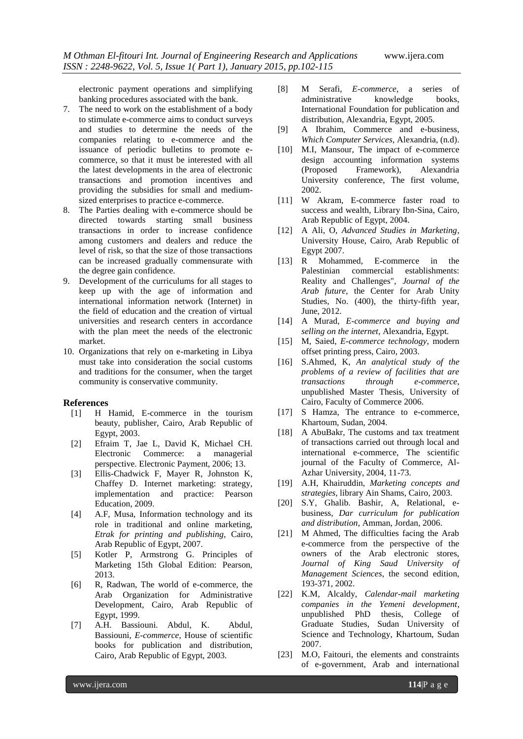electronic payment operations and simplifying banking procedures associated with the bank.

7. The need to work on the establishment of a body to stimulate e-commerce aims to conduct surveys and studies to determine the needs of the companies relating to e-commerce and the issuance of periodic bulletins to promote e-commerce, so that it must be interested with all the latest developments in the area of electronic transactions and promotion incentives and providing the subsidies for small and medium-sized enterprises to practice e-commerce.
8. The Parties dealing with e-commerce should be directed towards starting small business transactions in order to increase confidence among customers and dealers and reduce the level of risk, so that the size of those transactions can be increased gradually commensurate with the degree gain confidence.
9. Development of the curriculums for all stages to keep up with the age of information and international information network (Internet) in the field of education and the creation of virtual universities and research centers in accordance with the plan meet the needs of the electronic market.
10. Organizations that rely on e-marketing in Libya must take into consideration the social customs and traditions for the consumer, when the target community is conservative community.

## References

[1] H Hamid, E-commerce in the tourism beauty, publisher, Cairo, Arab Republic of Egypt, 2003.

[2] Efraim T, Jae L, David K, Michael CH. Electronic Commerce: a managerial perspective. Electronic Payment, 2006; 13.

[3] Ellis-Chadwick F, Mayer R, Johnston K, Chaffey D. Internet marketing: strategy, implementation and practice: Pearson Education, 2009.

[4] A.F, Musa, Information technology and its role in traditional and online marketing, *Etrak for printing and publishing*, Cairo, Arab Republic of Egypt, 2007.

[5] Kotler P, Armstrong G. Principles of Marketing 15th Global Edition: Pearson, 2013.

[6] R, Radwan, The world of e-commerce, the Arab Organization for Administrative Development, Cairo, Arab Republic of Egypt, 1999.

[7] A.H. Bassiouni. Abdul, K. Abdul, Bassiouni, *E-commerce*, House of scientific books for publication and distribution, Cairo, Arab Republic of Egypt, 2003.

[8] M Serafi, *E-commerce*, a series of administrative knowledge books, International Foundation for publication and distribution, Alexandria, Egypt, 2005.

[9] A Ibrahim, Commerce and e-business, *Which Computer Services*, Alexandria, (n.d).

[10] M.I, Mansour, The impact of e-commerce design accounting information systems (Proposed Framework), Alexandria University conference, The first volume, 2002.

[11] W Akram, E-commerce faster road to success and wealth, Library Ibn-Sina, Cairo, Arab Republic of Egypt, 2004.

[12] A Ali, O, *Advanced Studies in Marketing*, University House, Cairo, Arab Republic of Egypt 2007.

[13] R Mohammed, E-commerce in the Palestinian commercial establishments: Reality and Challenges", *Journal of the Arab future*, the Center for Arab Unity Studies, No. (400), the thirty-fifth year, June, 2012.

[14] A Murad, *E-commerce and buying and selling on the internet*, Alexandria, Egypt.

[15] M, Saied, *E-commerce technology*, modern offset printing press, Cairo, 2003.

[16] S.Ahmed, K, *An analytical study of the problems of a review of facilities that are transactions through e-commerce*, unpublished Master Thesis, University of Cairo, Faculty of Commerce 2006.

[17] S Hamza, The entrance to e-commerce, Khartoum, Sudan, 2004.

[18] A AbuBakr, The customs and tax treatment of transactions carried out through local and international e-commerce, The scientific journal of the Faculty of Commerce, Al-Azhar University, 2004, 11-73.

[19] A.H, Khairuddin, *Marketing concepts and strategies*, library Ain Shams, Cairo, 2003.

[20] S.Y, Ghalib. Bashir, A, Relational, e-business, *Dar curriculum for publication and distribution*, Amman, Jordan, 2006.

[21] M Ahmed, The difficulties facing the Arab e-commerce from the perspective of the owners of the Arab electronic stores, *Journal of King Saud University of Management Sciences*, the second edition, 193-371, 2002.

[22] K.M, Alcaldy, *Calendar-mail marketing companies in the Yemeni development*, unpublished PhD thesis, College of Graduate Studies, Sudan University of Science and Technology, Khartoum, Sudan 2007.

[23] M.O, Faitouri, the elements and constraints of e-government, Arab and international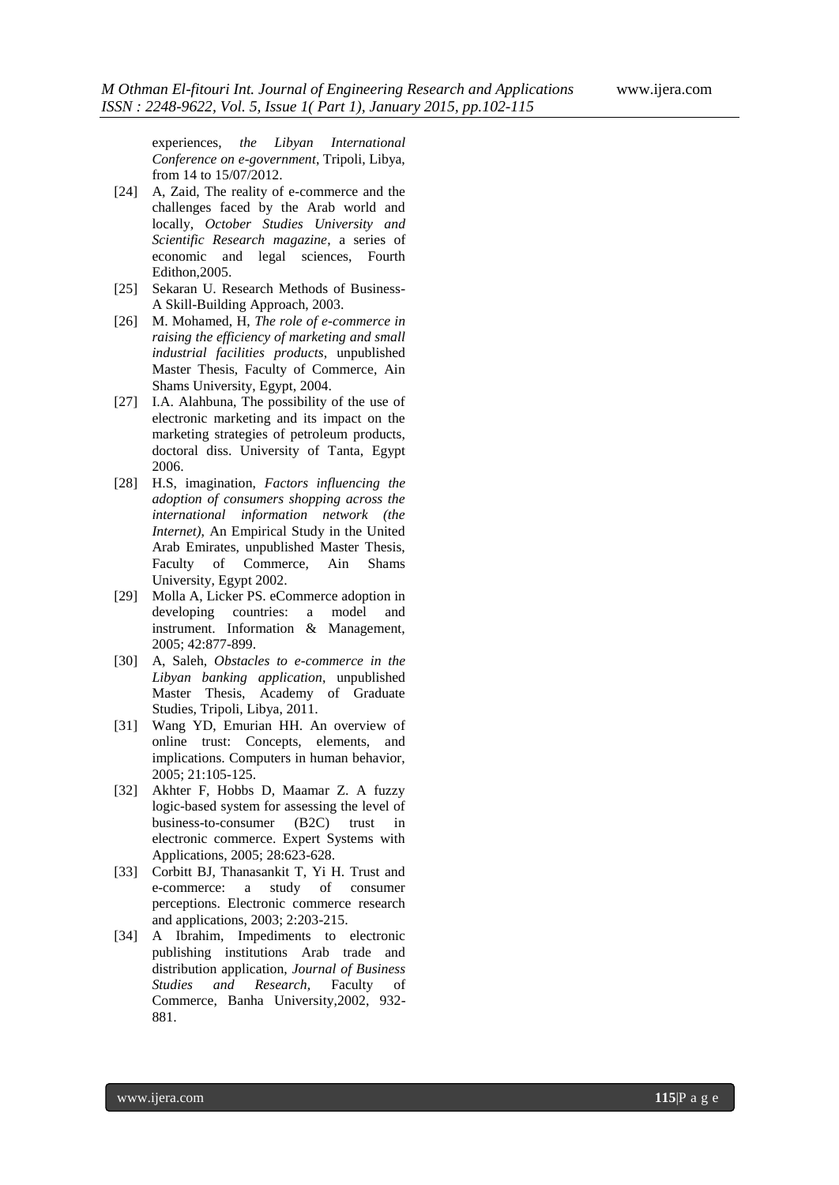experiences, *the Libyan International Conference on e-government*, Tripoli, Libya, from 14 to 15/07/2012.

[24] A, Zaid, The reality of e-commerce and the challenges faced by the Arab world and locally, *October Studies University and Scientific Research magazine*, a series of economic and legal sciences, Fourth Edithon,2005.

[25] Sekaran U. Research Methods of Business- A Skill-Building Approach, 2003.

[26] M. Mohamed, H, *The role of e-commerce in raising the efficiency of marketing and small industrial facilities products*, unpublished Master Thesis, Faculty of Commerce, Ain Shams University, Egypt, 2004.

[27] I.A. Alahbuna, The possibility of the use of electronic marketing and its impact on the marketing strategies of petroleum products, doctoral diss. University of Tanta, Egypt 2006.

[28] H.S, imagination, *Factors influencing the adoption of consumers shopping across the international information network (the Internet)*, An Empirical Study in the United Arab Emirates, unpublished Master Thesis, Faculty of Commerce, Ain Shams University, Egypt 2002.

[29] Molla A, Licker PS. eCommerce adoption in developing countries: a model and instrument. Information & Management, 2005; 42:877-899.

[30] A, Saleh, *Obstacles to e-commerce in the Libyan banking application*, unpublished Master Thesis, Academy of Graduate Studies, Tripoli, Libya, 2011.

[31] Wang YD, Emurian HH. An overview of online trust: Concepts, elements, and implications. Computers in human behavior, 2005; 21:105-125.

[32] Akhter F, Hobbs D, Maamar Z. A fuzzy logic-based system for assessing the level of business-to-consumer (B2C) trust in electronic commerce. Expert Systems with Applications, 2005; 28:623-628.

[33] Corbitt BJ, Thanasankit T, Yi H. Trust and e-commerce: a study of consumer perceptions. Electronic commerce research and applications, 2003; 2:203-215.

[34] A Ibrahim, Impediments to electronic publishing institutions Arab trade and distribution application, *Journal of Business Studies and Research*, Faculty of Commerce, Banha University,2002, 932-881.